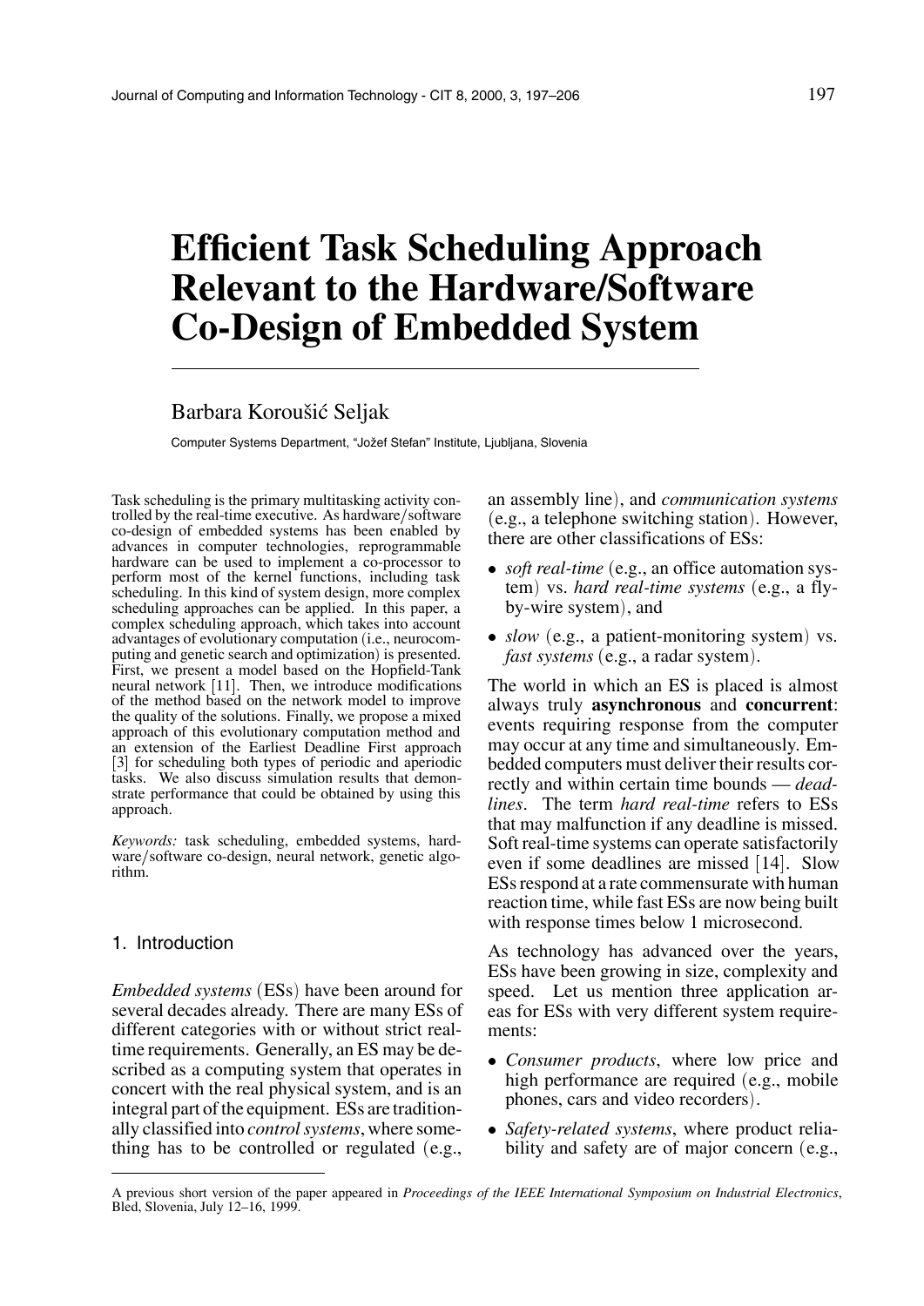# Efficient Task Scheduling Approach Relevant to the Hardware/Software Co-Design of Embedded System

Barbara Koroušić Seljak

Computer Systems Department, "Jožef Stefan" Institute, Ljubljana, Slovenia

Task scheduling is the primary multitasking activity controlled by the real-time executive. As hardware/software co-design of embedded systems has been enabled by advances in computer technologies, reprogrammable hardware can be used to implement a co-processor to perform most of the kernel functions, including task scheduling. In this kind of system design, more complex scheduling approaches can be applied. In this paper, a complex scheduling approach, which takes into account advantages of evolutionary computation (i.e., neurocomputing and genetic search and optimization) is presented. First, we present a model based on the Hopfield-Tank neural network [11]. Then, we introduce modifications of the method based on the network model to improve the quality of the solutions. Finally, we propose a mixed approach of this evolutionary computation method and an extension of the Earliest Deadline First approach [3] for scheduling both types of periodic and aperiodic tasks. We also discuss simulation results that demonstrate performance that could be obtained by using this approach.

*Keywords:* task scheduling, embedded systems, hardware/software co-design, neural network, genetic algorithm.

## 1. Introduction

*Embedded systems* (ESs) have been around for several decades already. There are many ESs of different categories with or without strict real-time requirements. Generally, an ES may be described as a computing system that operates in concert with the real physical system, and is an integral part of the equipment. ESs are traditionally classified into *control systems*, where something has to be controlled or regulated (e.g., an assembly line), and *communication systems* (e.g., a telephone switching station). However, there are other classifications of ESs:

- *soft real-time* (e.g., an office automation system) vs. *hard real-time systems* (e.g., a fly-by-wire system), and
- *slow* (e.g., a patient-monitoring system) vs. *fast systems* (e.g., a radar system).

The world in which an ES is placed is almost always truly **asynchronous** and **concurrent**: events requiring response from the computer may occur at any time and simultaneously. Embedded computers must deliver their results correctly and within certain time bounds — *deadlines*. The term *hard real-time* refers to ESs that may malfunction if any deadline is missed. Soft real-time systems can operate satisfactorily even if some deadlines are missed [14]. Slow ESs respond at a rate commensurate with human reaction time, while fast ESs are now being built with response times below 1 microsecond.

As technology has advanced over the years, ESs have been growing in size, complexity and speed. Let us mention three application areas for ESs with very different system requirements:

- *Consumer products*, where low price and high performance are required (e.g., mobile phones, cars and video recorders).
- *Safety-related systems*, where product reliability and safety are of major concern (e.g.,

A previous short version of the paper appeared in *Proceedings of the IEEE International Symposium on Industrial Electronics*, Bled, Slovenia, July 12–16, 1999.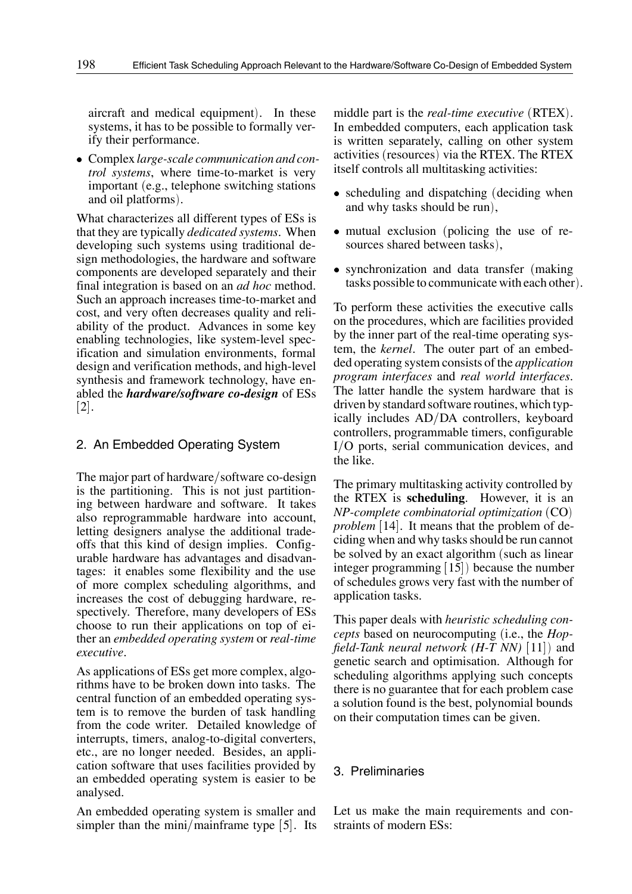aircraft and medical equipment). In these systems, it has to be possible to formally verify their performance.

- Complex *large-scale communication and control systems*, where time-to-market is very important (e.g., telephone switching stations and oil platforms).

What characterizes all different types of ESs is that they are typically *dedicated systems*. When developing such systems using traditional design methodologies, the hardware and software components are developed separately and their final integration is based on an *ad hoc* method. Such an approach increases time-to-market and cost, and very often decreases quality and reliability of the product. Advances in some key enabling technologies, like system-level specification and simulation environments, formal design and verification methods, and high-level synthesis and framework technology, have enabled the ***hardware/software co-design*** of ESs [2].

## 2. An Embedded Operating System

The major part of hardware/software co-design is the partitioning. This is not just partitioning between hardware and software. It takes also reprogrammable hardware into account, letting designers analyse the additional tradeoffs that this kind of design implies. Configurable hardware has advantages and disadvantages: it enables some flexibility and the use of more complex scheduling algorithms, and increases the cost of debugging hardware, respectively. Therefore, many developers of ESs choose to run their applications on top of either an *embedded operating system* or *real-time executive*.

As applications of ESs get more complex, algorithms have to be broken down into tasks. The central function of an embedded operating system is to remove the burden of task handling from the code writer. Detailed knowledge of interrupts, timers, analog-to-digital converters, etc., are no longer needed. Besides, an application software that uses facilities provided by an embedded operating system is easier to be analysed.

An embedded operating system is smaller and simpler than the mini/mainframe type [5]. Its middle part is the *real-time executive* (RTEX). In embedded computers, each application task is written separately, calling on other system activities (resources) via the RTEX. The RTEX itself controls all multitasking activities:

- scheduling and dispatching (deciding when and why tasks should be run),
- mutual exclusion (policing the use of resources shared between tasks),
- synchronization and data transfer (making tasks possible to communicate with each other).

To perform these activities the executive calls on the procedures, which are facilities provided by the inner part of the real-time operating system, the *kernel*. The outer part of an embedded operating system consists of the *application program interfaces* and *real world interfaces*. The latter handle the system hardware that is driven by standard software routines, which typically includes AD/DA controllers, keyboard controllers, programmable timers, configurable I/O ports, serial communication devices, and the like.

The primary multitasking activity controlled by the RTEX is **scheduling**. However, it is an *NP-complete combinatorial optimization* (CO) *problem* [14]. It means that the problem of deciding when and why tasks should be run cannot be solved by an exact algorithm (such as linear integer programming [15]) because the number of schedules grows very fast with the number of application tasks.

This paper deals with *heuristic scheduling concepts* based on neurocomputing (i.e., the *Hopfield-Tank neural network (H-T NN)* [11]) and genetic search and optimisation. Although for scheduling algorithms applying such concepts there is no guarantee that for each problem case a solution found is the best, polynomial bounds on their computation times can be given.

## 3. Preliminaries

Let us make the main requirements and constraints of modern ESs: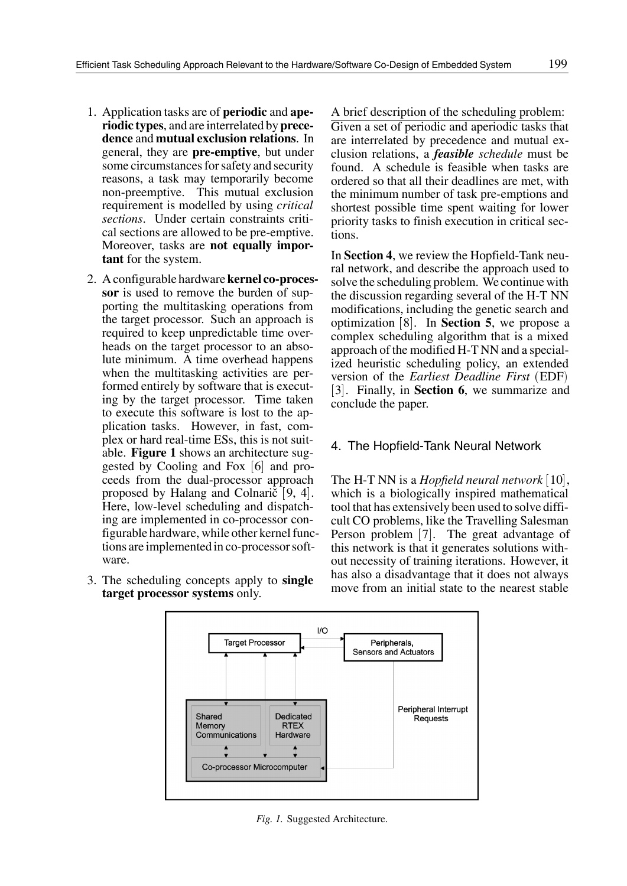1. Application tasks are of **periodic** and **aperiodic types**, and are interrelated by **precedence** and **mutual exclusion relations**. In general, they are **pre-emptive**, but under some circumstances for safety and security reasons, a task may temporarily become non-preemptive. This mutual exclusion requirement is modelled by using *critical sections*. Under certain constraints critical sections are allowed to be pre-emptive. Moreover, tasks are **not equally important** for the system.

2. A configurable hardware **kernel co-processor** is used to remove the burden of supporting the multitasking operations from the target processor. Such an approach is required to keep unpredictable time overheads on the target processor to an absolute minimum. A time overhead happens when the multitasking activities are performed entirely by software that is executing by the target processor. Time taken to execute this software is lost to the application tasks. However, in fast, complex or hard real-time ESs, this is not suitable. **Figure 1** shows an architecture suggested by Cooling and Fox [6] and proceeds from the dual-processor approach proposed by Halang and Colnarič [9, 4]. Here, low-level scheduling and dispatching are implemented in co-processor configurable hardware, while other kernel functions are implemented in co-processor software.

3. The scheduling concepts apply to **single target processor systems** only.

A brief description of the scheduling problem: Given a set of periodic and aperiodic tasks that are interrelated by precedence and mutual exclusion relations, a ***feasible*** *schedule* must be found. A schedule is feasible when tasks are ordered so that all their deadlines are met, with the minimum number of task pre-emptions and shortest possible time spent waiting for lower priority tasks to finish execution in critical sections.

In **Section 4**, we review the Hopfield-Tank neural network, and describe the approach used to solve the scheduling problem. We continue with the discussion regarding several of the H-T NN modifications, including the genetic search and optimization [8]. In **Section 5**, we propose a complex scheduling algorithm that is a mixed approach of the modified H-T NN and a specialized heuristic scheduling policy, an extended version of the *Earliest Deadline First* (EDF) [3]. Finally, in **Section 6**, we summarize and conclude the paper.

## 4. The Hopfield-Tank Neural Network

The H-T NN is a *Hopfield neural network* [10], which is a biologically inspired mathematical tool that has extensively been used to solve difficult CO problems, like the Travelling Salesman Person problem [7]. The great advantage of this network is that it generates solutions without necessity of training iterations. However, it has also a disadvantage that it does not always move from an initial state to the nearest stable

*Fig. 1.* Suggested Architecture.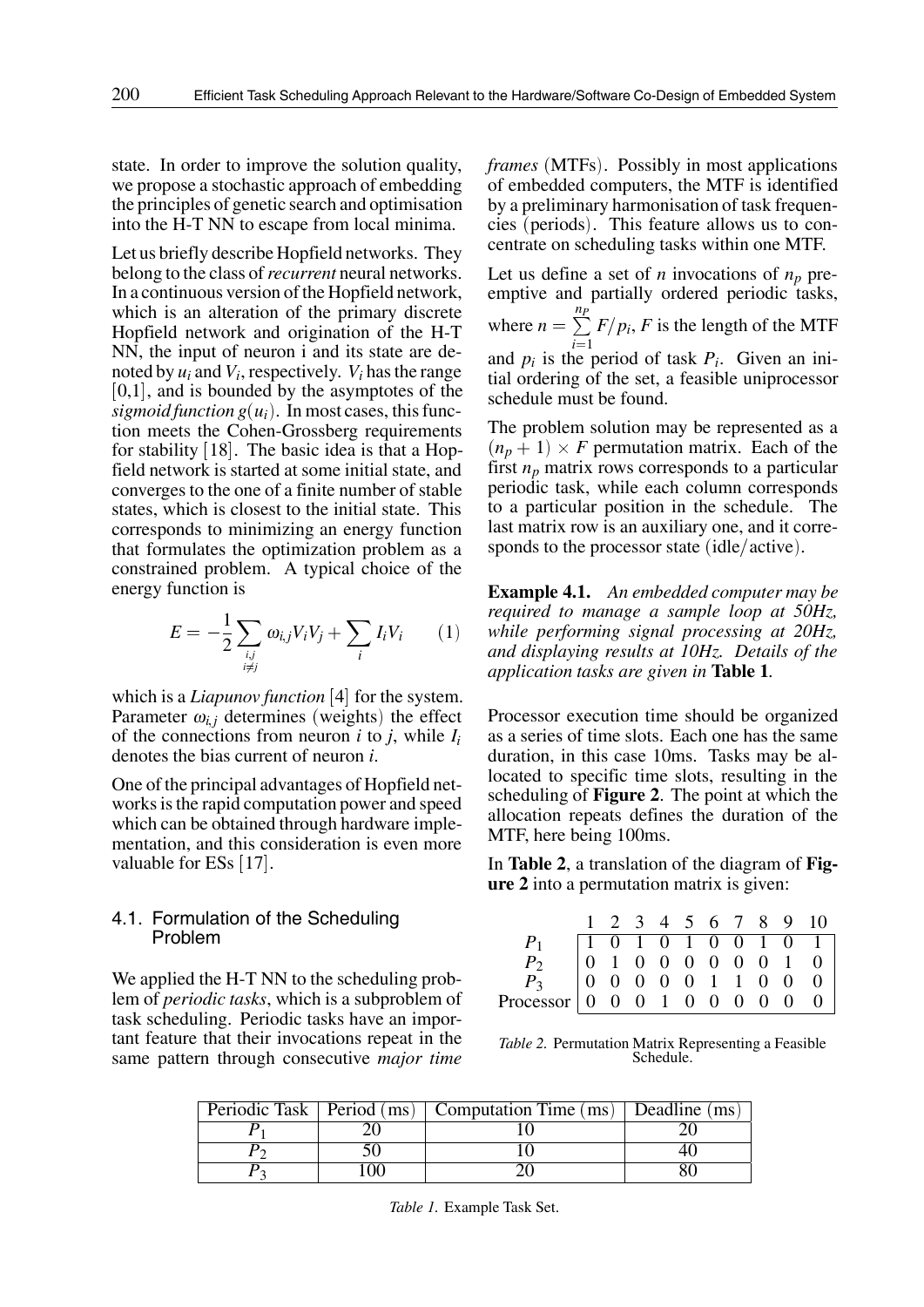state. In order to improve the solution quality, we propose a stochastic approach of embedding the principles of genetic search and optimisation into the H-T NN to escape from local minima.

Let us briefly describe Hopfield networks. They belong to the class of *recurrent* neural networks. In a continuous version of the Hopfield network, which is an alteration of the primary discrete Hopfield network and origination of the H-T NN, the input of neuron i and its state are denoted by $u_i$ and $V_i$, respectively. $V_i$ has the range [0,1], and is bounded by the asymptotes of the *sigmoid function* $g(u_i)$. In most cases, this function meets the Cohen-Grossberg requirements for stability [18]. The basic idea is that a Hopfield network is started at some initial state, and converges to the one of a finite number of stable states, which is closest to the initial state. This corresponds to minimizing an energy function that formulates the optimization problem as a constrained problem. A typical choice of the energy function is

$$E = -\frac{1}{2}\sum_{\substack{i,j \\ i \neq j}} \omega_{i,j} V_i V_j + \sum_i I_i V_i \qquad (1)$$

which is a *Liapunov function* [4] for the system. Parameter $\omega_{i,j}$ determines (weights) the effect of the connections from neuron $i$ to $j$, while $I_i$ denotes the bias current of neuron $i$.

One of the principal advantages of Hopfield networks is the rapid computation power and speed which can be obtained through hardware implementation, and this consideration is even more valuable for ESs [17].

## 4.1. Formulation of the Scheduling Problem

We applied the H-T NN to the scheduling problem of *periodic tasks*, which is a subproblem of task scheduling. Periodic tasks have an important feature that their invocations repeat in the same pattern through consecutive *major time frames* (MTFs). Possibly in most applications of embedded computers, the MTF is identified by a preliminary harmonisation of task frequencies (periods). This feature allows us to concentrate on scheduling tasks within one MTF.

Let us define a set of $n$ invocations of $n_p$ preemptive and partially ordered periodic tasks, where $n = \sum_{i=1}^{n_p} F/p_i$, $F$ is the length of the MTF and $p_i$ is the period of task $P_i$. Given an initial ordering of the set, a feasible uniprocessor schedule must be found.

The problem solution may be represented as a $(n_p + 1) \times F$ permutation matrix. Each of the first $n_p$ matrix rows corresponds to a particular periodic task, while each column corresponds to a particular position in the schedule. The last matrix row is an auxiliary one, and it corresponds to the processor state (idle/active).

**Example 4.1.** *An embedded computer may be required to manage a sample loop at 50Hz, while performing signal processing at 20Hz, and displaying results at 10Hz. Details of the application tasks are given in* **Table 1**.

Processor execution time should be organized as a series of time slots. Each one has the same duration, in this case 10ms. Tasks may be allocated to specific time slots, resulting in the scheduling of **Figure 2**. The point at which the allocation repeats defines the duration of the MTF, here being 100ms.

In **Table 2**, a translation of the diagram of **Figure 2** into a permutation matrix is given:

| | 1 | 2 | 3 | 4 | 5 | 6 | 7 | 8 | 9 | 10 |
|---|---|---|---|---|---|---|---|---|---|---|
| $P_1$ | 1 | 0 | 1 | 0 | 1 | 0 | 0 | 1 | 0 | 1 |
| $P_2$ | 0 | 1 | 0 | 0 | 0 | 0 | 0 | 0 | 1 | 0 |
| $P_3$ | 0 | 0 | 0 | 0 | 0 | 1 | 1 | 0 | 0 | 0 |
| Processor | 0 | 0 | 0 | 1 | 0 | 0 | 0 | 0 | 0 | 0 |

*Table 2.* Permutation Matrix Representing a Feasible Schedule.

| Periodic Task | Period (ms) | Computation Time (ms) | Deadline (ms) |
|---|---|---|---|
| $P_1$ | 20 | 10 | 20 |
| $P_2$ | 50 | 10 | 40 |
| $P_3$ | 100 | 20 | 80 |

*Table 1.* Example Task Set.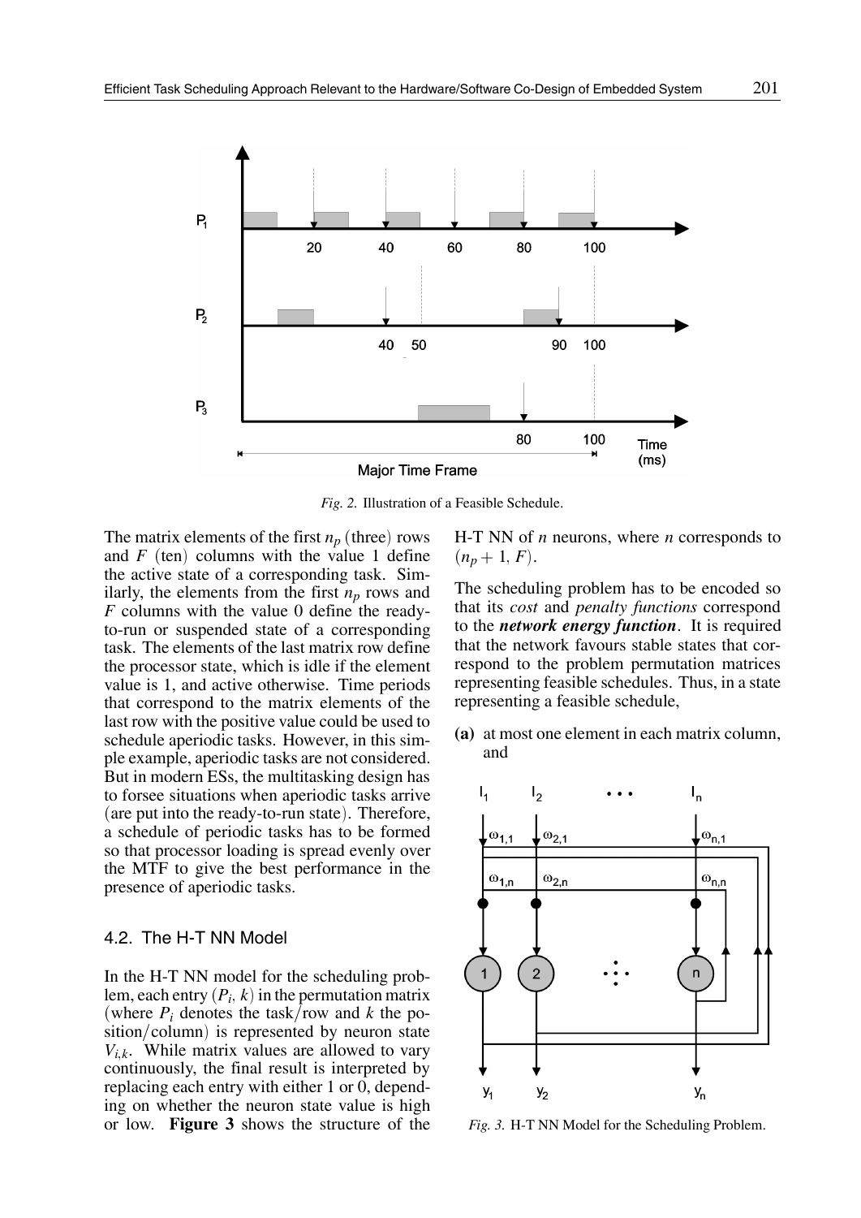Fig. 2. Illustration of a Feasible Schedule.

The matrix elements of the first $n_p$ (three) rows and $F$ (ten) columns with the value 1 define the active state of a corresponding task. Similarly, the elements from the first $n_p$ rows and $F$ columns with the value 0 define the ready-to-run or suspended state of a corresponding task. The elements of the last matrix row define the processor state, which is idle if the element value is 1, and active otherwise. Time periods that correspond to the matrix elements of the last row with the positive value could be used to schedule aperiodic tasks. However, in this simple example, aperiodic tasks are not considered. But in modern ESs, the multitasking design has to forsee situations when aperiodic tasks arrive (are put into the ready-to-run state). Therefore, a schedule of periodic tasks has to be formed so that processor loading is spread evenly over the MTF to give the best performance in the presence of aperiodic tasks.

### 4.2. The H-T NN Model

In the H-T NN model for the scheduling problem, each entry $(P_i, k)$ in the permutation matrix (where $P_i$ denotes the task/row and $k$ the position/column) is represented by neuron state $V_{i,k}$. While matrix values are allowed to vary continuously, the final result is interpreted by replacing each entry with either 1 or 0, depending on whether the neuron state value is high or low. **Figure 3** shows the structure of the H-T NN of $n$ neurons, where $n$ corresponds to $(n_p + 1, F)$.

The scheduling problem has to be encoded so that its *cost* and *penalty functions* correspond to the ***network energy function***. It is required that the network favours stable states that correspond to the problem permutation matrices representing feasible schedules. Thus, in a state representing a feasible schedule,

**(a)** at most one element in each matrix column, and

Fig. 3. H-T NN Model for the Scheduling Problem.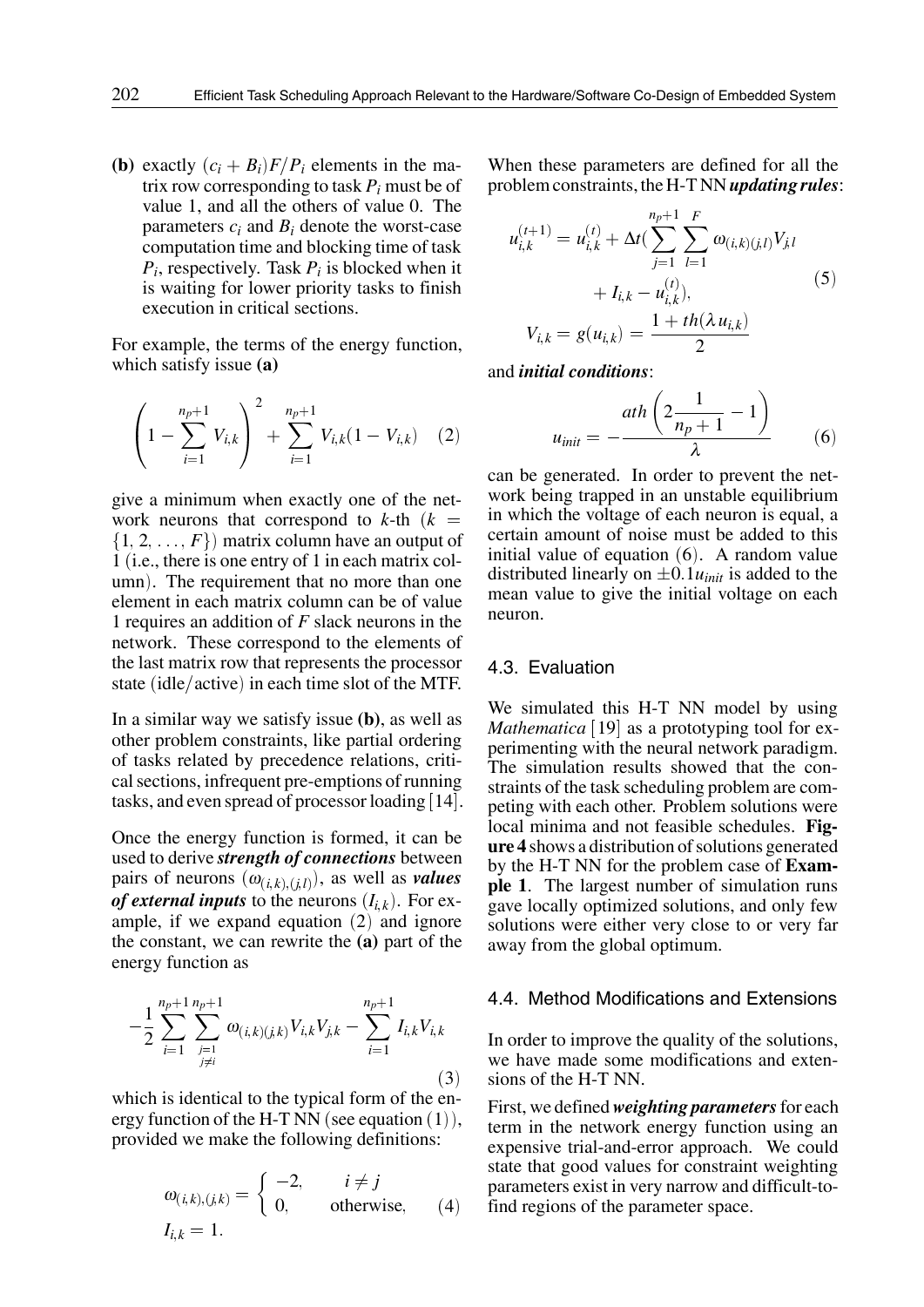**(b)** exactly $(c_i + B_i)F/P_i$ elements in the matrix row corresponding to task $P_i$ must be of value 1, and all the others of value 0. The parameters $c_i$ and $B_i$ denote the worst-case computation time and blocking time of task $P_i$, respectively. Task $P_i$ is blocked when it is waiting for lower priority tasks to finish execution in critical sections.

For example, the terms of the energy function, which satisfy issue **(a)**

$$\left(1 - \sum_{i=1}^{n_p+1} V_{i,k}\right)^2 + \sum_{i=1}^{n_p+1} V_{i,k}(1 - V_{i,k}) \quad (2)$$

give a minimum when exactly one of the network neurons that correspond to $k$-th ($k = \{1, 2, \ldots, F\}$) matrix column have an output of 1 (i.e., there is one entry of 1 in each matrix column). The requirement that no more than one element in each matrix column can be of value 1 requires an addition of $F$ slack neurons in the network. These correspond to the elements of the last matrix row that represents the processor state (idle/active) in each time slot of the MTF.

In a similar way we satisfy issue **(b)**, as well as other problem constraints, like partial ordering of tasks related by precedence relations, critical sections, infrequent pre-emptions of running tasks, and even spread of processor loading [14].

Once the energy function is formed, it can be used to derive ***strength of connections*** between pairs of neurons ($\omega_{(i,k),(j,l)}$), as well as ***values of external inputs*** to the neurons ($I_{i,k}$). For example, if we expand equation (2) and ignore the constant, we can rewrite the **(a)** part of the energy function as

$$-\frac{1}{2}\sum_{i=1}^{n_p+1}\sum_{\substack{j=1 \\ j \neq i}}^{n_p+1} \omega_{(i,k)(j,k)} V_{i,k} V_{j,k} - \sum_{i=1}^{n_p+1} I_{i,k} V_{i,k} \quad (3)$$

which is identical to the typical form of the energy function of the H-T NN (see equation (1)), provided we make the following definitions:

$$\omega_{(i,k),(j,k)} = \begin{cases} -2, & i \neq j \\ 0, & \text{otherwise}, \end{cases} \quad (4)$$
$$I_{i,k} = 1.$$

When these parameters are defined for all the problem constraints, the H-T NN ***updating rules***:

$$u_{i,k}^{(t+1)} = u_{i,k}^{(t)} + \Delta t\left(\sum_{j=1}^{n_p+1}\sum_{l=1}^{F} \omega_{(i,k)(j,l)} V_{j,l} + I_{i,k} - u_{i,k}^{(t)}\right), \quad (5)$$
$$V_{i,k} = g(u_{i,k}) = \frac{1 + th(\lambda u_{i,k})}{2}$$

and ***initial conditions***:

$$u_{init} = -\frac{ath\left(2\frac{1}{n_p+1} - 1\right)}{\lambda} \quad (6)$$

can be generated. In order to prevent the network being trapped in an unstable equilibrium in which the voltage of each neuron is equal, a certain amount of noise must be added to this initial value of equation (6). A random value distributed linearly on $\pm 0.1 u_{init}$ is added to the mean value to give the initial voltage on each neuron.

## 4.3. Evaluation

We simulated this H-T NN model by using *Mathematica* [19] as a prototyping tool for experimenting with the neural network paradigm. The simulation results showed that the constraints of the task scheduling problem are competing with each other. Problem solutions were local minima and not feasible schedules. **Figure 4** shows a distribution of solutions generated by the H-T NN for the problem case of **Example 1**. The largest number of simulation runs gave locally optimized solutions, and only few solutions were either very close to or very far away from the global optimum.

## 4.4. Method Modifications and Extensions

In order to improve the quality of the solutions, we have made some modifications and extensions of the H-T NN.

First, we defined ***weighting parameters*** for each term in the network energy function using an expensive trial-and-error approach. We could state that good values for constraint weighting parameters exist in very narrow and difficult-to-find regions of the parameter space.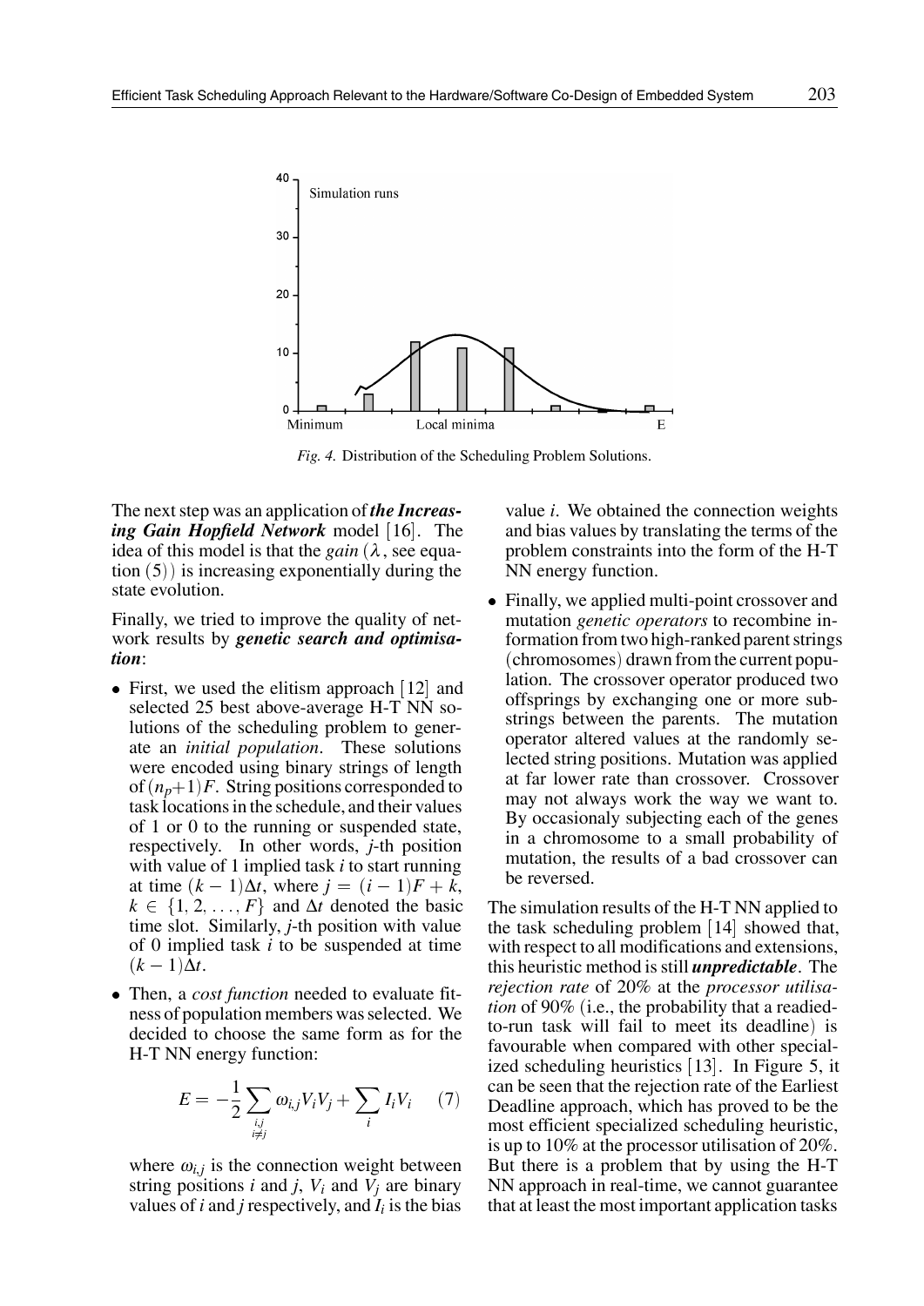*Fig. 4.* Distribution of the Scheduling Problem Solutions.

The next step was an application of ***the Increasing Gain Hopfield Network*** model [16]. The idea of this model is that the *gain* ($\lambda$, see equation (5)) is increasing exponentially during the state evolution.

Finally, we tried to improve the quality of network results by ***genetic search and optimisation***:

- First, we used the elitism approach [12] and selected 25 best above-average H-T NN solutions of the scheduling problem to generate an *initial population*. These solutions were encoded using binary strings of length of $(n_p+1)F$. String positions corresponded to task locations in the schedule, and their values of 1 or 0 to the running or suspended state, respectively. In other words, $j$-th position with value of 1 implied task $i$ to start running at time $(k-1)\Delta t$, where $j = (i-1)F + k$, $k \in \{1, 2, \ldots, F\}$ and $\Delta t$ denoted the basic time slot. Similarly, $j$-th position with value of 0 implied task $i$ to be suspended at time $(k-1)\Delta t$.
- Then, a *cost function* needed to evaluate fitness of population members was selected. We decided to choose the same form as for the H-T NN energy function:

$$E = -\frac{1}{2}\sum_{\substack{i,j \\ i \neq j}} \omega_{i,j} V_i V_j + \sum_i I_i V_i \quad (7)$$

  where $\omega_{i,j}$ is the connection weight between string positions $i$ and $j$, $V_i$ and $V_j$ are binary values of $i$ and $j$ respectively, and $I_i$ is the bias value $i$. We obtained the connection weights and bias values by translating the terms of the problem constraints into the form of the H-T NN energy function.
- Finally, we applied multi-point crossover and mutation *genetic operators* to recombine information from two high-ranked parent strings (chromosomes) drawn from the current population. The crossover operator produced two offsprings by exchanging one or more substrings between the parents. The mutation operator altered values at the randomly selected string positions. Mutation was applied at far lower rate than crossover. Crossover may not always work the way we want to. By occasionaly subjecting each of the genes in a chromosome to a small probability of mutation, the results of a bad crossover can be reversed.

The simulation results of the H-T NN applied to the task scheduling problem [14] showed that, with respect to all modifications and extensions, this heuristic method is still ***unpredictable***. The *rejection rate* of 20% at the *processor utilisation* of 90% (i.e., the probability that a readied-to-run task will fail to meet its deadline) is favourable when compared with other specialized scheduling heuristics [13]. In Figure 5, it can be seen that the rejection rate of the Earliest Deadline approach, which has proved to be the most efficient specialized scheduling heuristic, is up to 10% at the processor utilisation of 20%. But there is a problem that by using the H-T NN approach in real-time, we cannot guarantee that at least the most important application tasks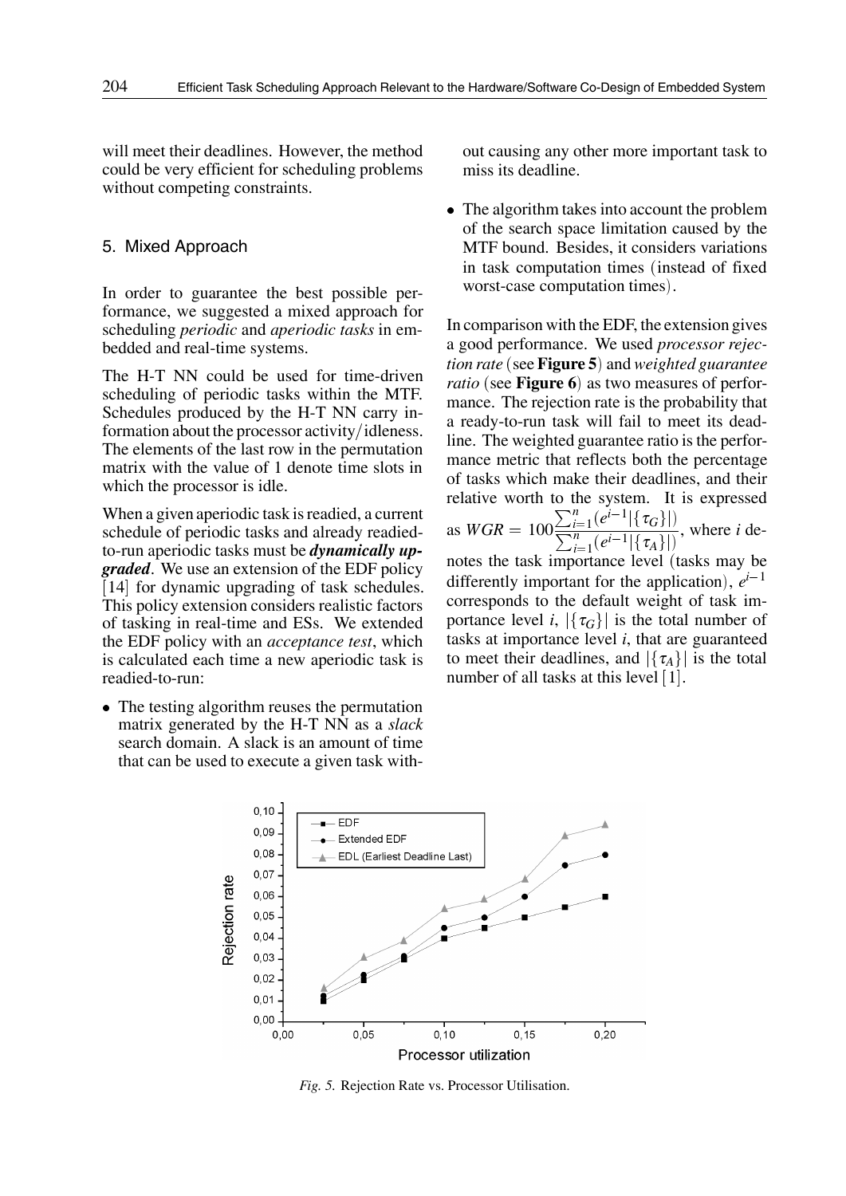will meet their deadlines. However, the method could be very efficient for scheduling problems without competing constraints.

## 5. Mixed Approach

In order to guarantee the best possible performance, we suggested a mixed approach for scheduling *periodic* and *aperiodic tasks* in embedded and real-time systems.

The H-T NN could be used for time-driven scheduling of periodic tasks within the MTF. Schedules produced by the H-T NN carry information about the processor activity/idleness. The elements of the last row in the permutation matrix with the value of 1 denote time slots in which the processor is idle.

When a given aperiodic task is readied, a current schedule of periodic tasks and already readied-to-run aperiodic tasks must be ***dynamically upgraded***. We use an extension of the EDF policy [14] for dynamic upgrading of task schedules. This policy extension considers realistic factors of tasking in real-time and ESs. We extended the EDF policy with an *acceptance test*, which is calculated each time a new aperiodic task is readied-to-run:

- The testing algorithm reuses the permutation matrix generated by the H-T NN as a *slack* search domain. A slack is an amount of time that can be used to execute a given task without causing any other more important task to miss its deadline.
- The algorithm takes into account the problem of the search space limitation caused by the MTF bound. Besides, it considers variations in task computation times (instead of fixed worst-case computation times).

In comparison with the EDF, the extension gives a good performance. We used *processor rejection rate* (see **Figure 5**) and *weighted guarantee ratio* (see **Figure 6**) as two measures of performance. The rejection rate is the probability that a ready-to-run task will fail to meet its deadline. The weighted guarantee ratio is the performance metric that reflects both the percentage of tasks which make their deadlines, and their relative worth to the system. It is expressed as $WGR = 100\frac{\sum_{i=1}^{n}(e^{i-1}|\{\tau_G\}|)}{\sum_{i=1}^{n}(e^{i-1}|\{\tau_A\}|)}$, where $i$ denotes the task importance level (tasks may be differently important for the application), $e^{i-1}$ corresponds to the default weight of task importance level $i$, $|\{\tau_G\}|$ is the total number of tasks at importance level $i$, that are guaranteed to meet their deadlines, and $|\{\tau_A\}|$ is the total number of all tasks at this level [1].

*Fig. 5.* Rejection Rate vs. Processor Utilisation.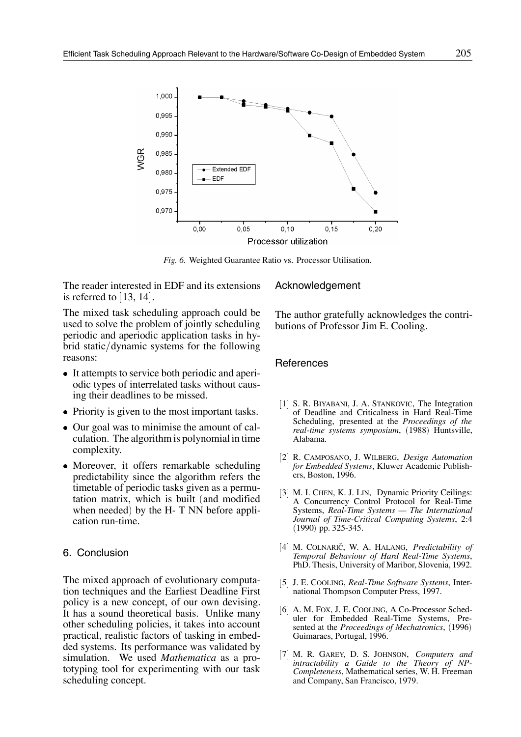*Fig. 6.* Weighted Guarantee Ratio vs. Processor Utilisation.

The reader interested in EDF and its extensions is referred to [13, 14].

The mixed task scheduling approach could be used to solve the problem of jointly scheduling periodic and aperiodic application tasks in hybrid static/dynamic systems for the following reasons:

- It attempts to service both periodic and aperiodic types of interrelated tasks without causing their deadlines to be missed.
- Priority is given to the most important tasks.
- Our goal was to minimise the amount of calculation. The algorithm is polynomial in time complexity.
- Moreover, it offers remarkable scheduling predictability since the algorithm refers the timetable of periodic tasks given as a permutation matrix, which is built (and modified when needed) by the H- T NN before application run-time.

## 6. Conclusion

The mixed approach of evolutionary computation techniques and the Earliest Deadline First policy is a new concept, of our own devising. It has a sound theoretical basis. Unlike many other scheduling policies, it takes into account practical, realistic factors of tasking in embedded systems. Its performance was validated by simulation. We used *Mathematica* as a prototyping tool for experimenting with our task scheduling concept.

## Acknowledgement

The author gratefully acknowledges the contributions of Professor Jim E. Cooling.

## References

[1] S. R. BIYABANI, J. A. STANKOVIC, The Integration of Deadline and Criticalness in Hard Real-Time Scheduling, presented at the *Proceedings of the real-time systems symposium*, (1988) Huntsville, Alabama.

[2] R. CAMPOSANO, J. WILBERG, *Design Automation for Embedded Systems*, Kluwer Academic Publishers, Boston, 1996.

[3] M. I. CHEN, K. J. LIN, Dynamic Priority Ceilings: A Concurrency Control Protocol for Real-Time Systems, *Real-Time Systems — The International Journal of Time-Critical Computing Systems*, 2:4 (1990) pp. 325-345.

[4] M. COLNARIČ, W. A. HALANG, *Predictability of Temporal Behaviour of Hard Real-Time Systems*, PhD. Thesis, University of Maribor, Slovenia, 1992.

[5] J. E. COOLING, *Real-Time Software Systems*, International Thompson Computer Press, 1997.

[6] A. M. FOX, J. E. COOLING, A Co-Processor Scheduler for Embedded Real-Time Systems, Presented at the *Proceedings of Mechatronics*, (1996) Guimaraes, Portugal, 1996.

[7] M. R. GAREY, D. S. JOHNSON, *Computers and intractability a Guide to the Theory of NP-Completeness*, Mathematical series, W. H. Freeman and Company, San Francisco, 1979.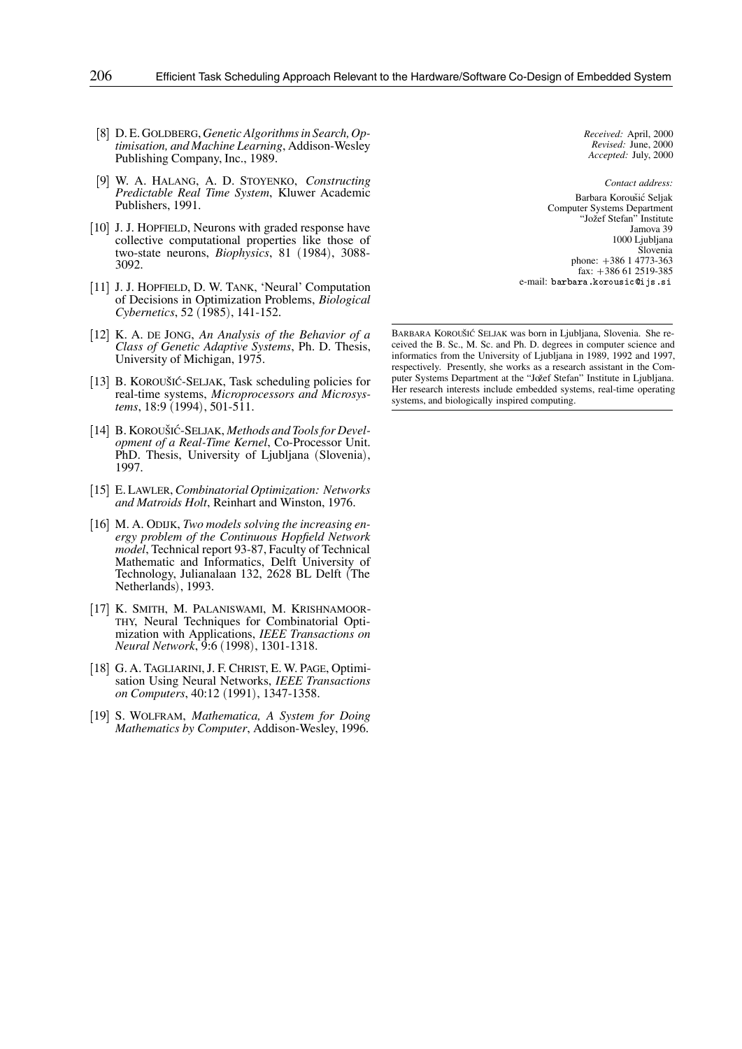[8] D. E. GOLDBERG, *Genetic Algorithms in Search, Optimisation, and Machine Learning*, Addison-Wesley Publishing Company, Inc., 1989.

[9] W. A. HALANG, A. D. STOYENKO, *Constructing Predictable Real Time System*, Kluwer Academic Publishers, 1991.

[10] J. J. HOPFIELD, Neurons with graded response have collective computational properties like those of two-state neurons, *Biophysics*, 81 (1984), 3088-3092.

[11] J. J. HOPFIELD, D. W. TANK, 'Neural' Computation of Decisions in Optimization Problems, *Biological Cybernetics*, 52 (1985), 141-152.

[12] K. A. DE JONG, *An Analysis of the Behavior of a Class of Genetic Adaptive Systems*, Ph. D. Thesis, University of Michigan, 1975.

[13] B. KOROUŠIĆ-SELJAK, Task scheduling policies for real-time systems, *Microprocessors and Microsystems*, 18:9 (1994), 501-511.

[14] B. KOROUŠIĆ-SELJAK, *Methods and Tools for Development of a Real-Time Kernel*, Co-Processor Unit. PhD. Thesis, University of Ljubljana (Slovenia), 1997.

[15] E. LAWLER, *Combinatorial Optimization: Networks and Matroids Holt*, Reinhart and Winston, 1976.

[16] M. A. ODIJK, *Two models solving the increasing energy problem of the Continuous Hopfield Network model*, Technical report 93-87, Faculty of Technical Mathematic and Informatics, Delft University of Technology, Julianalaan 132, 2628 BL Delft (The Netherlands), 1993.

[17] K. SMITH, M. PALANISWAMI, M. KRISHNAMOORTHY, Neural Techniques for Combinatorial Optimization with Applications, *IEEE Transactions on Neural Network*, 9:6 (1998), 1301-1318.

[18] G. A. TAGLIARINI, J. F. CHRIST, E. W. PAGE, Optimisation Using Neural Networks, *IEEE Transactions on Computers*, 40:12 (1991), 1347-1358.

[19] S. WOLFRAM, *Mathematica, A System for Doing Mathematics by Computer*, Addison-Wesley, 1996.

*Received:* April, 2000
*Revised:* June, 2000
*Accepted:* July, 2000

*Contact address:*

Barbara Koroušić Seljak
Computer Systems Department
"Jožef Stefan" Institute
Jamova 39
1000 Ljubljana
Slovenia
phone: +386 1 4773-363
fax: +386 61 2519-385
e-mail: barbara.korousic@ijs.si

BARBARA KOROUŠIĆ SELJAK was born in Ljubljana, Slovenia. She received the B. Sc., M. Sc. and Ph. D. degrees in computer science and informatics from the University of Ljubljana in 1989, 1992 and 1997, respectively. Presently, she works as a research assistant in the Computer Systems Department at the "Jožef Stefan" Institute in Ljubljana. Her research interests include embedded systems, real-time operating systems, and biologically inspired computing.